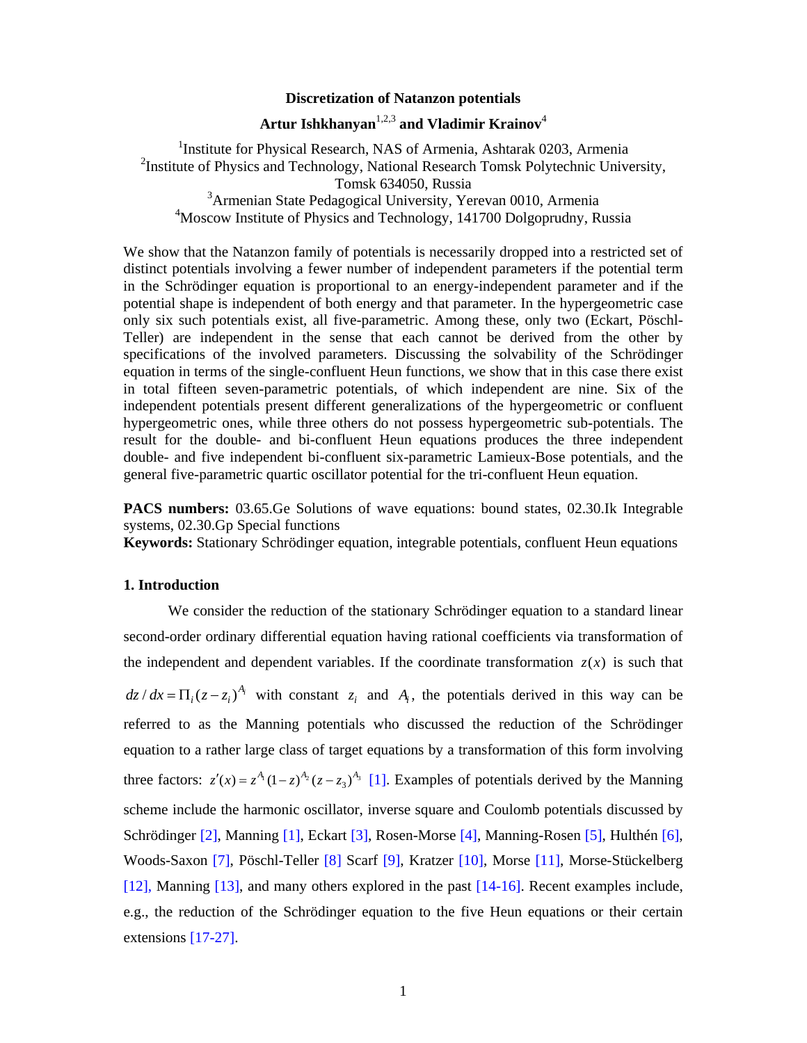# Discretization of Natanzon potentials

**Artur Ishkhanyan[1,2,3] and Vladimir Krainov[4]**

[1]Institute for Physical Research, NAS of Armenia, Ashtarak 0203, Armenia
[2]Institute of Physics and Technology, National Research Tomsk Polytechnic University, Tomsk 634050, Russia
[3]Armenian State Pedagogical University, Yerevan 0010, Armenia
[4]Moscow Institute of Physics and Technology, 141700 Dolgoprudny, Russia

We show that the Natanzon family of potentials is necessarily dropped into a restricted set of distinct potentials involving a fewer number of independent parameters if the potential term in the Schrödinger equation is proportional to an energy-independent parameter and if the potential shape is independent of both energy and that parameter. In the hypergeometric case only six such potentials exist, all five-parametric. Among these, only two (Eckart, Pöschl-Teller) are independent in the sense that each cannot be derived from the other by specifications of the involved parameters. Discussing the solvability of the Schrödinger equation in terms of the single-confluent Heun functions, we show that in this case there exist in total fifteen seven-parametric potentials, of which independent are nine. Six of the independent potentials present different generalizations of the hypergeometric or confluent hypergeometric ones, while three others do not possess hypergeometric sub-potentials. The result for the double- and bi-confluent Heun equations produces the three independent double- and five independent bi-confluent six-parametric Lamieux-Bose potentials, and the general five-parametric quartic oscillator potential for the tri-confluent Heun equation.

**PACS numbers:** 03.65.Ge Solutions of wave equations: bound states, 02.30.Ik Integrable systems, 02.30.Gp Special functions
**Keywords:** Stationary Schrödinger equation, integrable potentials, confluent Heun equations

## 1. Introduction

We consider the reduction of the stationary Schrödinger equation to a standard linear second-order ordinary differential equation having rational coefficients via transformation of the independent and dependent variables. If the coordinate transformation $z(x)$ is such that $dz/dx = \Pi_i (z - z_i)^{A_i}$ with constant $z_i$ and $A_i$, the potentials derived in this way can be referred to as the Manning potentials who discussed the reduction of the Schrödinger equation to a rather large class of target equations by a transformation of this form involving three factors: $z'(x) = z^{A_1}(1-z)^{A_2}(z-z_3)^{A_3}$ [1]. Examples of potentials derived by the Manning scheme include the harmonic oscillator, inverse square and Coulomb potentials discussed by Schrödinger [2], Manning [1], Eckart [3], Rosen-Morse [4], Manning-Rosen [5], Hulthén [6], Woods-Saxon [7], Pöschl-Teller [8] Scarf [9], Kratzer [10], Morse [11], Morse-Stückelberg [12], Manning [13], and many others explored in the past [14-16]. Recent examples include, e.g., the reduction of the Schrödinger equation to the five Heun equations or their certain extensions [17-27].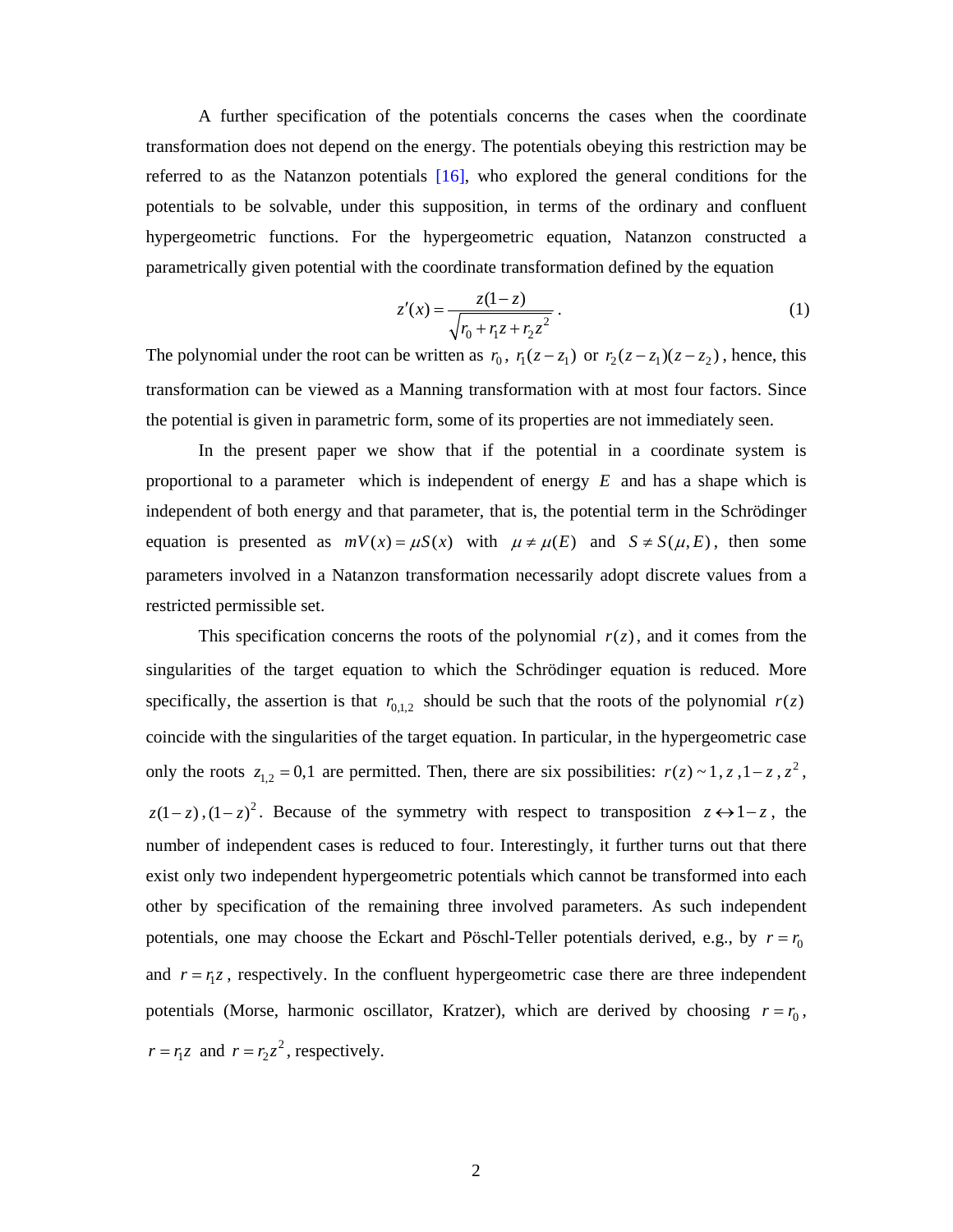A further specification of the potentials concerns the cases when the coordinate transformation does not depend on the energy. The potentials obeying this restriction may be referred to as the Natanzon potentials [16], who explored the general conditions for the potentials to be solvable, under this supposition, in terms of the ordinary and confluent hypergeometric functions. For the hypergeometric equation, Natanzon constructed a parametrically given potential with the coordinate transformation defined by the equation

$$z'(x) = \frac{z(1-z)}{\sqrt{r_0 + r_1 z + r_2 z^2}} \,. \tag{1}$$

The polynomial under the root can be written as $r_0$, $r_1(z - z_1)$ or $r_2(z - z_1)(z - z_2)$, hence, this transformation can be viewed as a Manning transformation with at most four factors. Since the potential is given in parametric form, some of its properties are not immediately seen.

In the present paper we show that if the potential in a coordinate system is proportional to a parameter which is independent of energy $E$ and has a shape which is independent of both energy and that parameter, that is, the potential term in the Schrödinger equation is presented as $mV(x) = \mu S(x)$ with $\mu \neq \mu(E)$ and $S \neq S(\mu, E)$, then some parameters involved in a Natanzon transformation necessarily adopt discrete values from a restricted permissible set.

This specification concerns the roots of the polynomial $r(z)$, and it comes from the singularities of the target equation to which the Schrödinger equation is reduced. More specifically, the assertion is that $r_{0,1,2}$ should be such that the roots of the polynomial $r(z)$ coincide with the singularities of the target equation. In particular, in the hypergeometric case only the roots $z_{1,2} = 0,1$ are permitted. Then, there are six possibilities: $r(z) \sim 1$, $z$, $1-z$, $z^2$, $z(1-z)$, $(1-z)^2$. Because of the symmetry with respect to transposition $z \leftrightarrow 1-z$, the number of independent cases is reduced to four. Interestingly, it further turns out that there exist only two independent hypergeometric potentials which cannot be transformed into each other by specification of the remaining three involved parameters. As such independent potentials, one may choose the Eckart and Pöschl-Teller potentials derived, e.g., by $r = r_0$ and $r = r_1 z$, respectively. In the confluent hypergeometric case there are three independent potentials (Morse, harmonic oscillator, Kratzer), which are derived by choosing $r = r_0$, $r = r_1 z$ and $r = r_2 z^2$, respectively.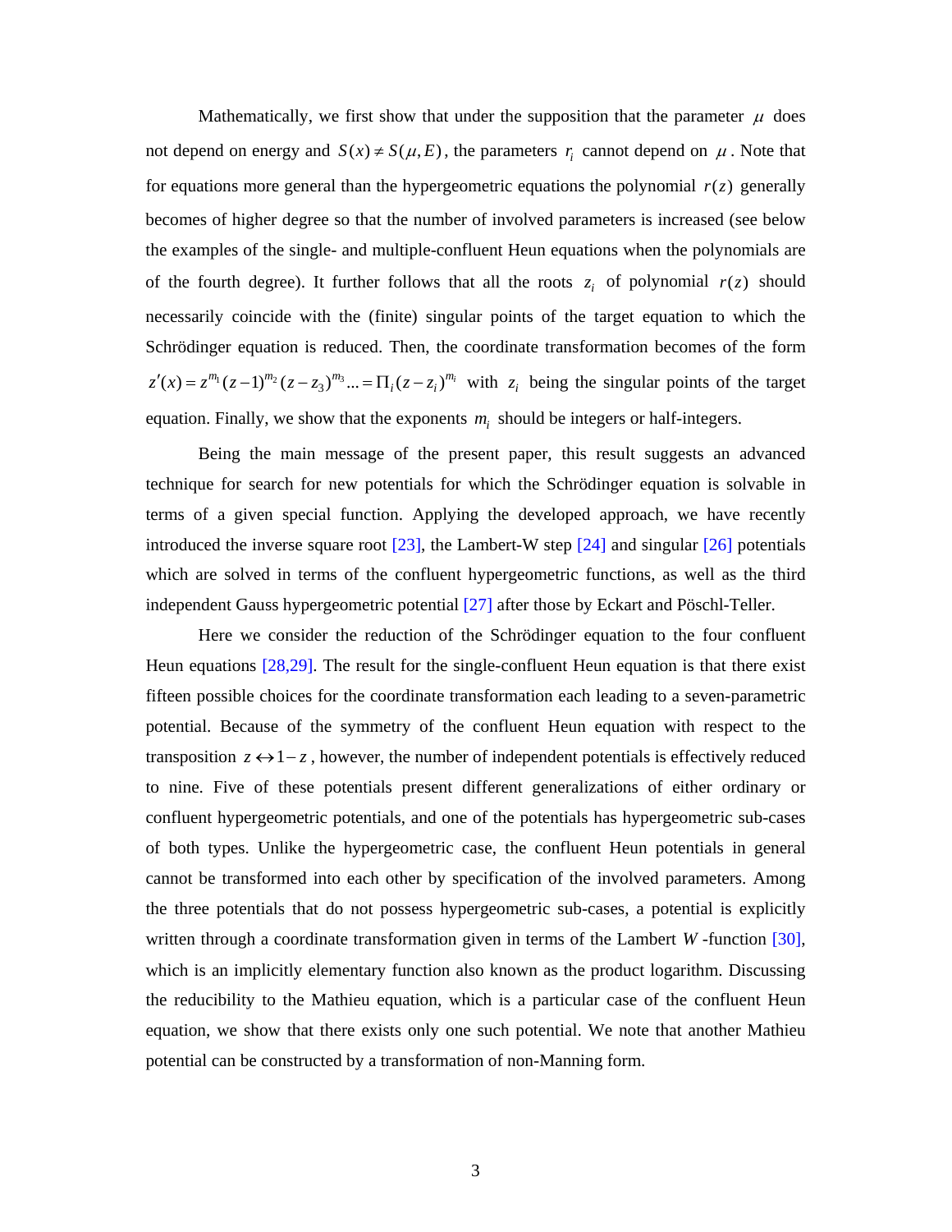Mathematically, we first show that under the supposition that the parameter $\mu$ does not depend on energy and $S(x) \neq S(\mu, E)$, the parameters $r_i$ cannot depend on $\mu$. Note that for equations more general than the hypergeometric equations the polynomial $r(z)$ generally becomes of higher degree so that the number of involved parameters is increased (see below the examples of the single- and multiple-confluent Heun equations when the polynomials are of the fourth degree). It further follows that all the roots $z_i$ of polynomial $r(z)$ should necessarily coincide with the (finite) singular points of the target equation to which the Schrödinger equation is reduced. Then, the coordinate transformation becomes of the form $z'(x) = z^{m_1}(z-1)^{m_2}(z-z_3)^{m_3}... = \Pi_i (z-z_i)^{m_i}$ with $z_i$ being the singular points of the target equation. Finally, we show that the exponents $m_i$ should be integers or half-integers.

Being the main message of the present paper, this result suggests an advanced technique for search for new potentials for which the Schrödinger equation is solvable in terms of a given special function. Applying the developed approach, we have recently introduced the inverse square root [23], the Lambert-W step [24] and singular [26] potentials which are solved in terms of the confluent hypergeometric functions, as well as the third independent Gauss hypergeometric potential [27] after those by Eckart and Pöschl-Teller.

Here we consider the reduction of the Schrödinger equation to the four confluent Heun equations [28,29]. The result for the single-confluent Heun equation is that there exist fifteen possible choices for the coordinate transformation each leading to a seven-parametric potential. Because of the symmetry of the confluent Heun equation with respect to the transposition $z \leftrightarrow 1-z$, however, the number of independent potentials is effectively reduced to nine. Five of these potentials present different generalizations of either ordinary or confluent hypergeometric potentials, and one of the potentials has hypergeometric sub-cases of both types. Unlike the hypergeometric case, the confluent Heun potentials in general cannot be transformed into each other by specification of the involved parameters. Among the three potentials that do not possess hypergeometric sub-cases, a potential is explicitly written through a coordinate transformation given in terms of the Lambert $W$-function [30], which is an implicitly elementary function also known as the product logarithm. Discussing the reducibility to the Mathieu equation, which is a particular case of the confluent Heun equation, we show that there exists only one such potential. We note that another Mathieu potential can be constructed by a transformation of non-Manning form.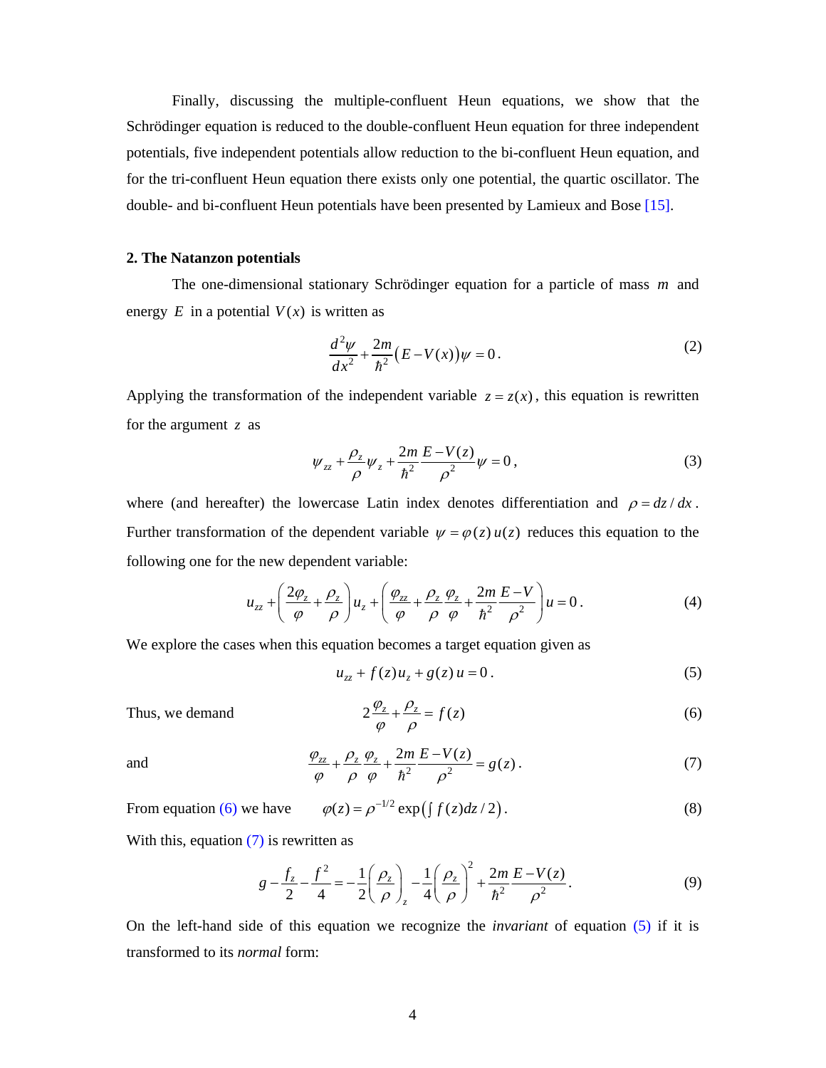Finally, discussing the multiple-confluent Heun equations, we show that the Schrödinger equation is reduced to the double-confluent Heun equation for three independent potentials, five independent potentials allow reduction to the bi-confluent Heun equation, and for the tri-confluent Heun equation there exists only one potential, the quartic oscillator. The double- and bi-confluent Heun potentials have been presented by Lamieux and Bose [15].

## 2. The Natanzon potentials

The one-dimensional stationary Schrödinger equation for a particle of mass $m$ and energy $E$ in a potential $V(x)$ is written as

$$\frac{d^2\psi}{dx^2} + \frac{2m}{\hbar^2}\left(E - V(x)\right)\psi = 0 . \tag{2}$$

Applying the transformation of the independent variable $z = z(x)$, this equation is rewritten for the argument $z$ as

$$\psi_{zz} + \frac{\rho_z}{\rho}\psi_z + \frac{2m}{\hbar^2}\frac{E - V(z)}{\rho^2}\psi = 0 , \tag{3}$$

where (and hereafter) the lowercase Latin index denotes differentiation and $\rho = dz/dx$. Further transformation of the dependent variable $\psi = \varphi(z)\,u(z)$ reduces this equation to the following one for the new dependent variable:

$$u_{zz} + \left(\frac{2\varphi_z}{\varphi} + \frac{\rho_z}{\rho}\right)u_z + \left(\frac{\varphi_{zz}}{\varphi} + \frac{\rho_z}{\rho}\frac{\varphi_z}{\varphi} + \frac{2m}{\hbar^2}\frac{E - V}{\rho^2}\right)u = 0 . \tag{4}$$

We explore the cases when this equation becomes a target equation given as

$$u_{zz} + f(z)u_z + g(z)\,u = 0 . \tag{5}$$

Thus, we demand

$$2\frac{\varphi_z}{\varphi} + \frac{\rho_z}{\rho} = f(z) \tag{6}$$

and

$$\frac{\varphi_{zz}}{\varphi} + \frac{\rho_z}{\rho}\frac{\varphi_z}{\varphi} + \frac{2m}{\hbar^2}\frac{E - V(z)}{\rho^2} = g(z) . \tag{7}$$

From equation (6) we have

$$\varphi(z) = \rho^{-1/2}\exp\left(\int f(z)dz/2\right) . \tag{8}$$

With this, equation (7) is rewritten as

$$g - \frac{f_z}{2} - \frac{f^2}{4} = -\frac{1}{2}\left(\frac{\rho_z}{\rho}\right)_z - \frac{1}{4}\left(\frac{\rho_z}{\rho}\right)^2 + \frac{2m}{\hbar^2}\frac{E - V(z)}{\rho^2} . \tag{9}$$

On the left-hand side of this equation we recognize the *invariant* of equation (5) if it is transformed to its *normal* form: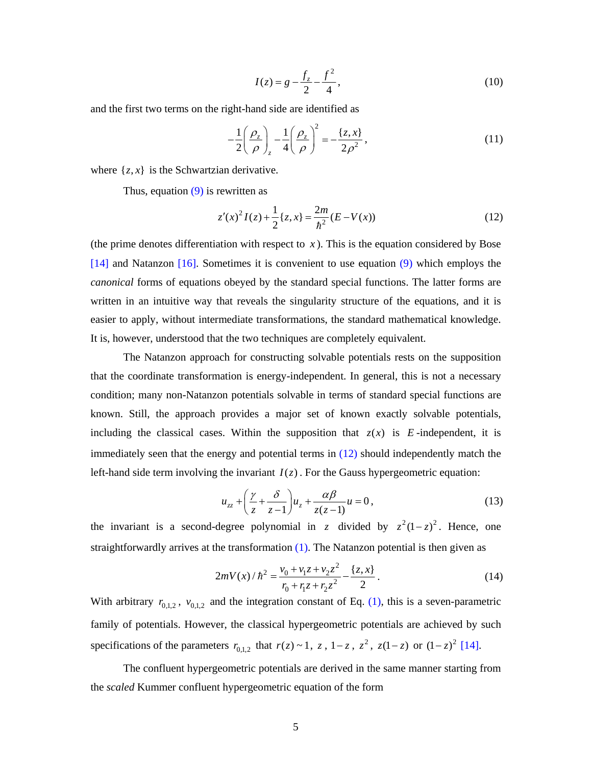$$I(z) = g - \frac{f_z}{2} - \frac{f^2}{4}, \tag{10}$$

and the first two terms on the right-hand side are identified as

$$-\frac{1}{2}\left(\frac{\rho_z}{\rho}\right)_z - \frac{1}{4}\left(\frac{\rho_z}{\rho}\right)^2 = -\frac{\{z,x\}}{2\rho^2}, \tag{11}$$

where $\{z,x\}$ is the Schwartzian derivative.

Thus, equation (9) is rewritten as

$$z'(x)^2 I(z) + \frac{1}{2}\{z,x\} = \frac{2m}{\hbar^2}(E - V(x)) \tag{12}$$

(the prime denotes differentiation with respect to $x$). This is the equation considered by Bose [14] and Natanzon [16]. Sometimes it is convenient to use equation (9) which employs the *canonical* forms of equations obeyed by the standard special functions. The latter forms are written in an intuitive way that reveals the singularity structure of the equations, and it is easier to apply, without intermediate transformations, the standard mathematical knowledge. It is, however, understood that the two techniques are completely equivalent.

The Natanzon approach for constructing solvable potentials rests on the supposition that the coordinate transformation is energy-independent. In general, this is not a necessary condition; many non-Natanzon potentials solvable in terms of standard special functions are known. Still, the approach provides a major set of known exactly solvable potentials, including the classical cases. Within the supposition that $z(x)$ is $E$-independent, it is immediately seen that the energy and potential terms in (12) should independently match the left-hand side term involving the invariant $I(z)$. For the Gauss hypergeometric equation:

$$u_{zz} + \left(\frac{\gamma}{z} + \frac{\delta}{z-1}\right)u_z + \frac{\alpha\beta}{z(z-1)}u = 0, \tag{13}$$

the invariant is a second-degree polynomial in $z$ divided by $z^2(1-z)^2$. Hence, one straightforwardly arrives at the transformation (1). The Natanzon potential is then given as

$$2mV(x)/\hbar^2 = \frac{v_0 + v_1 z + v_2 z^2}{r_0 + r_1 z + r_2 z^2} - \frac{\{z,x\}}{2}. \tag{14}$$

With arbitrary $r_{0,1,2}$, $v_{0,1,2}$ and the integration constant of Eq. (1), this is a seven-parametric family of potentials. However, the classical hypergeometric potentials are achieved by such specifications of the parameters $r_{0,1,2}$ that $r(z) \sim 1$, $z$, $1-z$, $z^2$, $z(1-z)$ or $(1-z)^2$ [14].

The confluent hypergeometric potentials are derived in the same manner starting from the *scaled* Kummer confluent hypergeometric equation of the form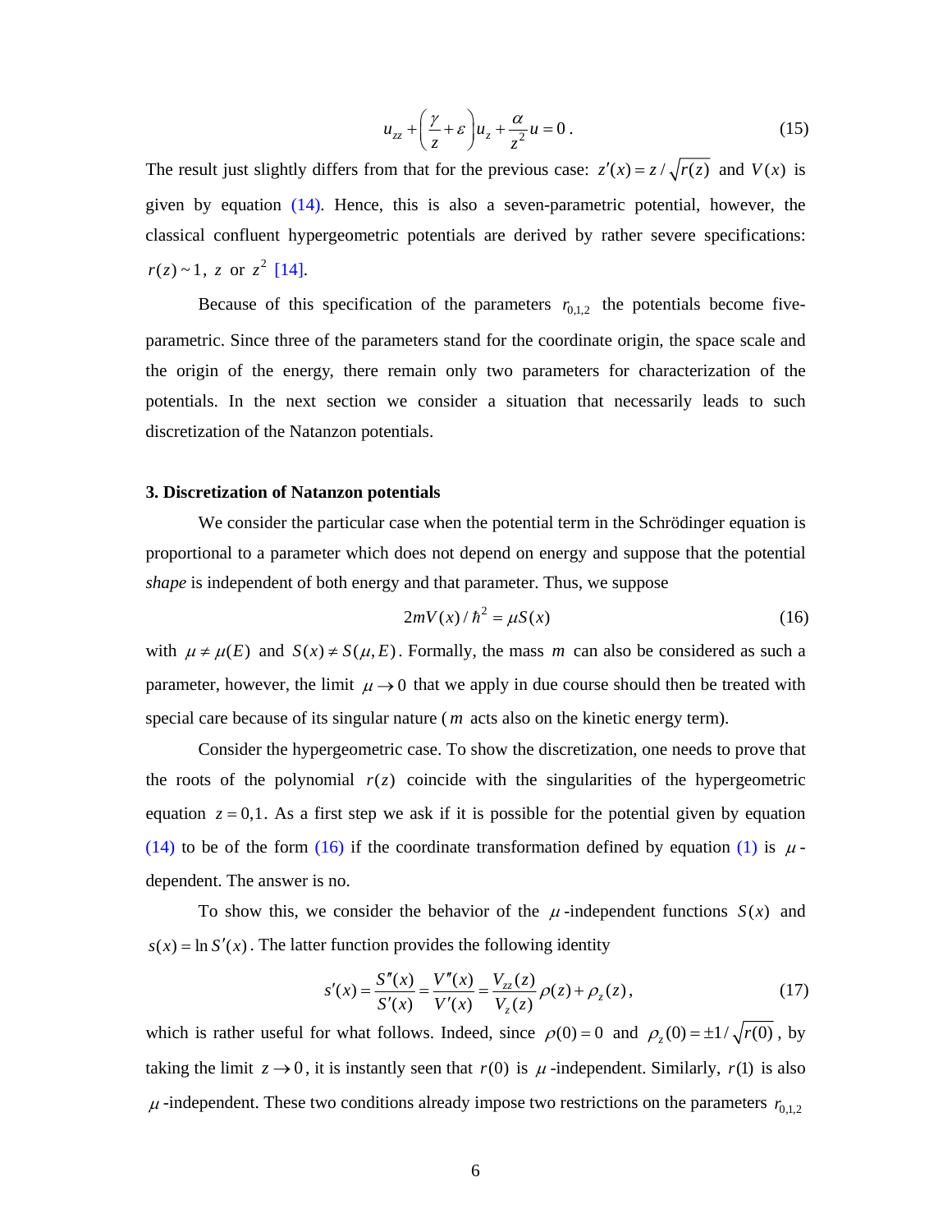$$u_{zz} + \left(\frac{\gamma}{z} + \varepsilon\right) u_z + \frac{\alpha}{z^2} u = 0 \,. \tag{15}$$

The result just slightly differs from that for the previous case: $z'(x) = z / \sqrt{r(z)}$ and $V(x)$ is given by equation (14). Hence, this is also a seven-parametric potential, however, the classical confluent hypergeometric potentials are derived by rather severe specifications: $r(z) \sim 1$, $z$ or $z^2$ [14].

Because of this specification of the parameters $r_{0,1,2}$ the potentials become five-parametric. Since three of the parameters stand for the coordinate origin, the space scale and the origin of the energy, there remain only two parameters for characterization of the potentials. In the next section we consider a situation that necessarily leads to such discretization of the Natanzon potentials.

### 3. Discretization of Natanzon potentials

We consider the particular case when the potential term in the Schrödinger equation is proportional to a parameter which does not depend on energy and suppose that the potential *shape* is independent of both energy and that parameter. Thus, we suppose

$$2mV(x) / \hbar^2 = \mu S(x) \tag{16}$$

with $\mu \neq \mu(E)$ and $S(x) \neq S(\mu, E)$. Formally, the mass $m$ can also be considered as such a parameter, however, the limit $\mu \to 0$ that we apply in due course should then be treated with special care because of its singular nature ($m$ acts also on the kinetic energy term).

Consider the hypergeometric case. To show the discretization, one needs to prove that the roots of the polynomial $r(z)$ coincide with the singularities of the hypergeometric equation $z = 0,1$. As a first step we ask if it is possible for the potential given by equation (14) to be of the form (16) if the coordinate transformation defined by equation (1) is $\mu$-dependent. The answer is no.

To show this, we consider the behavior of the $\mu$-independent functions $S(x)$ and $s(x) = \ln S'(x)$. The latter function provides the following identity

$$s'(x) = \frac{S''(x)}{S'(x)} = \frac{V''(x)}{V'(x)} = \frac{V_{zz}(z)}{V_z(z)} \rho(z) + \rho_z(z) \,, \tag{17}$$

which is rather useful for what follows. Indeed, since $\rho(0) = 0$ and $\rho_z(0) = \pm 1 / \sqrt{r(0)}$, by taking the limit $z \to 0$, it is instantly seen that $r(0)$ is $\mu$-independent. Similarly, $r(1)$ is also $\mu$-independent. These two conditions already impose two restrictions on the parameters $r_{0,1,2}$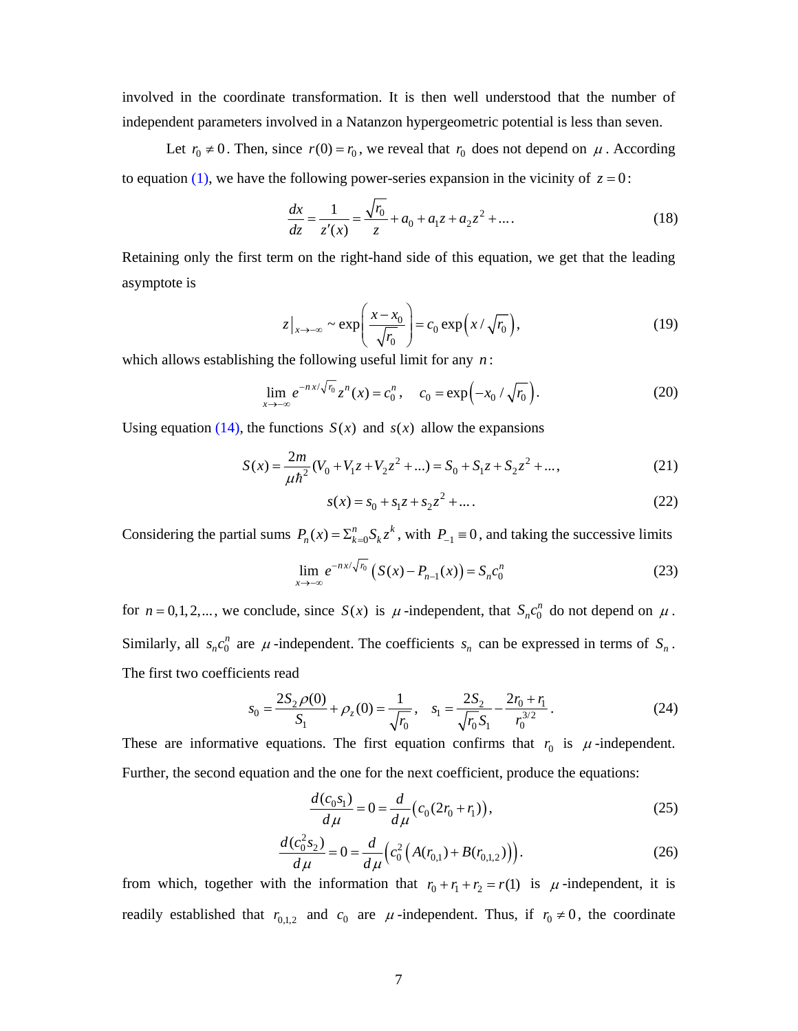involved in the coordinate transformation. It is then well understood that the number of independent parameters involved in a Natanzon hypergeometric potential is less than seven.

Let $r_0 \neq 0$. Then, since $r(0) = r_0$, we reveal that $r_0$ does not depend on $\mu$. According to equation (1), we have the following power-series expansion in the vicinity of $z = 0$:

$$\frac{dx}{dz} = \frac{1}{z'(x)} = \frac{\sqrt{r_0}}{z} + a_0 + a_1 z + a_2 z^2 + \dots . \tag{18}$$

Retaining only the first term on the right-hand side of this equation, we get that the leading asymptote is

$$z\big|_{x\to-\infty} \sim \exp\left(\frac{x - x_0}{\sqrt{r_0}}\right) = c_0 \exp\left(x / \sqrt{r_0}\right), \tag{19}$$

which allows establishing the following useful limit for any $n$:

$$\lim_{x\to-\infty} e^{-n x/\sqrt{r_0}} z^n(x) = c_0^n, \quad c_0 = \exp\left(-x_0 / \sqrt{r_0}\right). \tag{20}$$

Using equation (14), the functions $S(x)$ and $s(x)$ allow the expansions

$$S(x) = \frac{2m}{\mu\hbar^2}(V_0 + V_1 z + V_2 z^2 + \dots) = S_0 + S_1 z + S_2 z^2 + \dots, \tag{21}$$

$$s(x) = s_0 + s_1 z + s_2 z^2 + \dots . \tag{22}$$

Considering the partial sums $P_n(x) = \Sigma_{k=0}^{n} S_k z^k$, with $P_{-1} \equiv 0$, and taking the successive limits

$$\lim_{x\to-\infty} e^{-n x/\sqrt{r_0}} \left(S(x) - P_{n-1}(x)\right) = S_n c_0^n \tag{23}$$

for $n = 0,1,2,\dots$, we conclude, since $S(x)$ is $\mu$-independent, that $S_n c_0^n$ do not depend on $\mu$. Similarly, all $s_n c_0^n$ are $\mu$-independent. The coefficients $s_n$ can be expressed in terms of $S_n$. The first two coefficients read

$$s_0 = \frac{2S_2\rho(0)}{S_1} + \rho_z(0) = \frac{1}{\sqrt{r_0}}, \quad s_1 = \frac{2S_2}{\sqrt{r_0}S_1} - \frac{2r_0 + r_1}{r_0^{3/2}} . \tag{24}$$

These are informative equations. The first equation confirms that $r_0$ is $\mu$-independent. Further, the second equation and the one for the next coefficient, produce the equations:

$$\frac{d(c_0 s_1)}{d\mu} = 0 = \frac{d}{d\mu}\left(c_0(2r_0 + r_1)\right), \tag{25}$$

$$\frac{d(c_0^2 s_2)}{d\mu} = 0 = \frac{d}{d\mu}\left(c_0^2\left(A(r_{0,1}) + B(r_{0,1,2})\right)\right). \tag{26}$$

from which, together with the information that $r_0 + r_1 + r_2 = r(1)$ is $\mu$-independent, it is readily established that $r_{0,1,2}$ and $c_0$ are $\mu$-independent. Thus, if $r_0 \neq 0$, the coordinate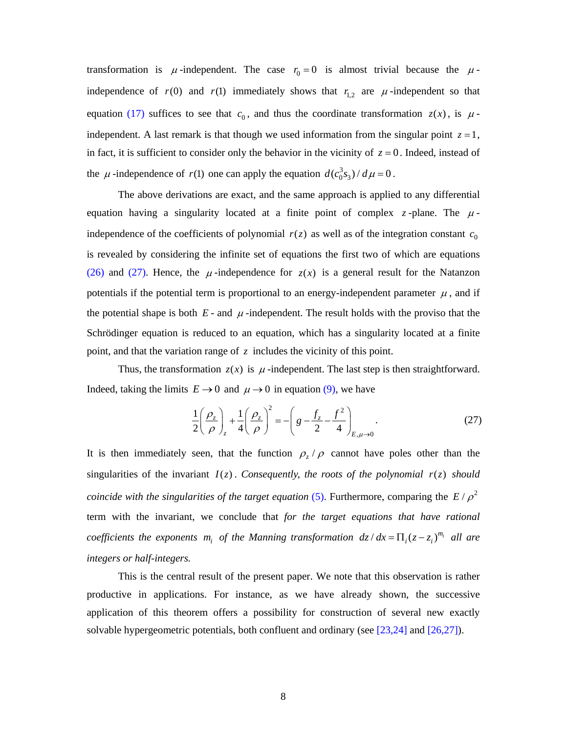transformation is $\mu$-independent. The case $r_0 = 0$ is almost trivial because the $\mu$-independence of $r(0)$ and $r(1)$ immediately shows that $r_{1,2}$ are $\mu$-independent so that equation (17) suffices to see that $c_0$, and thus the coordinate transformation $z(x)$, is $\mu$-independent. A last remark is that though we used information from the singular point $z = 1$, in fact, it is sufficient to consider only the behavior in the vicinity of $z = 0$. Indeed, instead of the $\mu$-independence of $r(1)$ one can apply the equation $d(c_0^3 s_3)/d\mu = 0$.

The above derivations are exact, and the same approach is applied to any differential equation having a singularity located at a finite point of complex $z$-plane. The $\mu$-independence of the coefficients of polynomial $r(z)$ as well as of the integration constant $c_0$ is revealed by considering the infinite set of equations the first two of which are equations (26) and (27). Hence, the $\mu$-independence for $z(x)$ is a general result for the Natanzon potentials if the potential term is proportional to an energy-independent parameter $\mu$, and if the potential shape is both $E$- and $\mu$-independent. The result holds with the proviso that the Schrödinger equation is reduced to an equation, which has a singularity located at a finite point, and that the variation range of $z$ includes the vicinity of this point.

Thus, the transformation $z(x)$ is $\mu$-independent. The last step is then straightforward. Indeed, taking the limits $E \to 0$ and $\mu \to 0$ in equation (9), we have

$$\frac{1}{2}\left(\frac{\rho_z}{\rho}\right)_z + \frac{1}{4}\left(\frac{\rho_z}{\rho}\right)^2 = -\left(g - \frac{f_z}{2} - \frac{f^2}{4}\right)_{E,\mu \to 0}. \tag{27}$$

It is then immediately seen, that the function $\rho_z/\rho$ cannot have poles other than the singularities of the invariant $I(z)$. *Consequently, the roots of the polynomial $r(z)$ should coincide with the singularities of the target equation* (5). Furthermore, comparing the $E/\rho^2$ term with the invariant, we conclude that *for the target equations that have rational coefficients the exponents $m_i$ of the Manning transformation $dz/dx = \Pi_i (z - z_i)^{m_i}$ all are integers or half-integers.*

This is the central result of the present paper. We note that this observation is rather productive in applications. For instance, as we have already shown, the successive application of this theorem offers a possibility for construction of several new exactly solvable hypergeometric potentials, both confluent and ordinary (see [23,24] and [26,27]).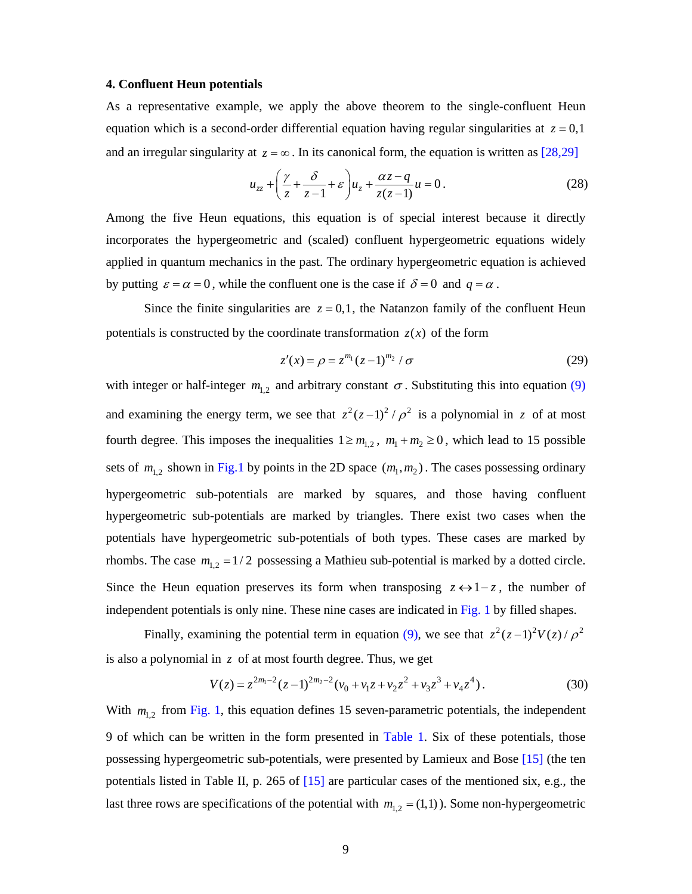### 4. Confluent Heun potentials

As a representative example, we apply the above theorem to the single-confluent Heun equation which is a second-order differential equation having regular singularities at $z = 0,1$ and an irregular singularity at $z = \infty$. In its canonical form, the equation is written as [28,29]

$$u_{zz} + \left( \frac{\gamma}{z} + \frac{\delta}{z-1} + \varepsilon \right) u_z + \frac{\alpha z - q}{z(z-1)} u = 0 . \tag{28}$$

Among the five Heun equations, this equation is of special interest because it directly incorporates the hypergeometric and (scaled) confluent hypergeometric equations widely applied in quantum mechanics in the past. The ordinary hypergeometric equation is achieved by putting $\varepsilon = \alpha = 0$, while the confluent one is the case if $\delta = 0$ and $q = \alpha$.

Since the finite singularities are $z = 0,1$, the Natanzon family of the confluent Heun potentials is constructed by the coordinate transformation $z(x)$ of the form

$$z'(x) = \rho = z^{m_1} (z-1)^{m_2} / \sigma \tag{29}$$

with integer or half-integer $m_{1,2}$ and arbitrary constant $\sigma$. Substituting this into equation (9) and examining the energy term, we see that $z^2 (z-1)^2 / \rho^2$ is a polynomial in $z$ of at most fourth degree. This imposes the inequalities $1 \geq m_{1,2}$, $m_1 + m_2 \geq 0$, which lead to 15 possible sets of $m_{1,2}$ shown in Fig.1 by points in the 2D space $(m_1, m_2)$. The cases possessing ordinary hypergeometric sub-potentials are marked by squares, and those having confluent hypergeometric sub-potentials are marked by triangles. There exist two cases when the potentials have hypergeometric sub-potentials of both types. These cases are marked by rhombs. The case $m_{1,2} = 1/2$ possessing a Mathieu sub-potential is marked by a dotted circle. Since the Heun equation preserves its form when transposing $z \leftrightarrow 1-z$, the number of independent potentials is only nine. These nine cases are indicated in Fig. 1 by filled shapes.

Finally, examining the potential term in equation (9), we see that $z^2 (z-1)^2 V(z) / \rho^2$ is also a polynomial in $z$ of at most fourth degree. Thus, we get

$$V(z) = z^{2m_1 - 2} (z-1)^{2m_2 - 2} (v_0 + v_1 z + v_2 z^2 + v_3 z^3 + v_4 z^4) . \tag{30}$$

With $m_{1,2}$ from Fig. 1, this equation defines 15 seven-parametric potentials, the independent 9 of which can be written in the form presented in Table 1. Six of these potentials, those possessing hypergeometric sub-potentials, were presented by Lamieux and Bose [15] (the ten potentials listed in Table II, p. 265 of [15] are particular cases of the mentioned six, e.g., the last three rows are specifications of the potential with $m_{1,2} = (1,1)$). Some non-hypergeometric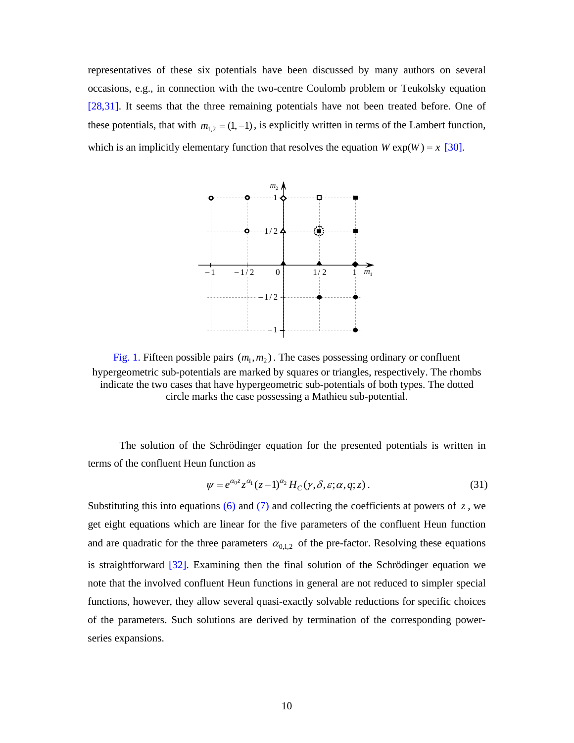representatives of these six potentials have been discussed by many authors on several occasions, e.g., in connection with the two-centre Coulomb problem or Teukolsky equation [28,31]. It seems that the three remaining potentials have not been treated before. One of these potentials, that with $m_{1,2} = (1,-1)$, is explicitly written in terms of the Lambert function, which is an implicitly elementary function that resolves the equation $W \exp(W) = x$ [30].

Fig. 1. Fifteen possible pairs $(m_1, m_2)$. The cases possessing ordinary or confluent hypergeometric sub-potentials are marked by squares or triangles, respectively. The rhombs indicate the two cases that have hypergeometric sub-potentials of both types. The dotted circle marks the case possessing a Mathieu sub-potential.

The solution of the Schrödinger equation for the presented potentials is written in terms of the confluent Heun function as

$$\psi = e^{\alpha_0 z} z^{\alpha_1} (z-1)^{\alpha_2} H_C(\gamma, \delta, \varepsilon; \alpha, q; z). \tag{31}$$

Substituting this into equations (6) and (7) and collecting the coefficients at powers of $z$, we get eight equations which are linear for the five parameters of the confluent Heun function and are quadratic for the three parameters $\alpha_{0,1,2}$ of the pre-factor. Resolving these equations is straightforward [32]. Examining then the final solution of the Schrödinger equation we note that the involved confluent Heun functions in general are not reduced to simpler special functions, however, they allow several quasi-exactly solvable reductions for specific choices of the parameters. Such solutions are derived by termination of the corresponding power-series expansions.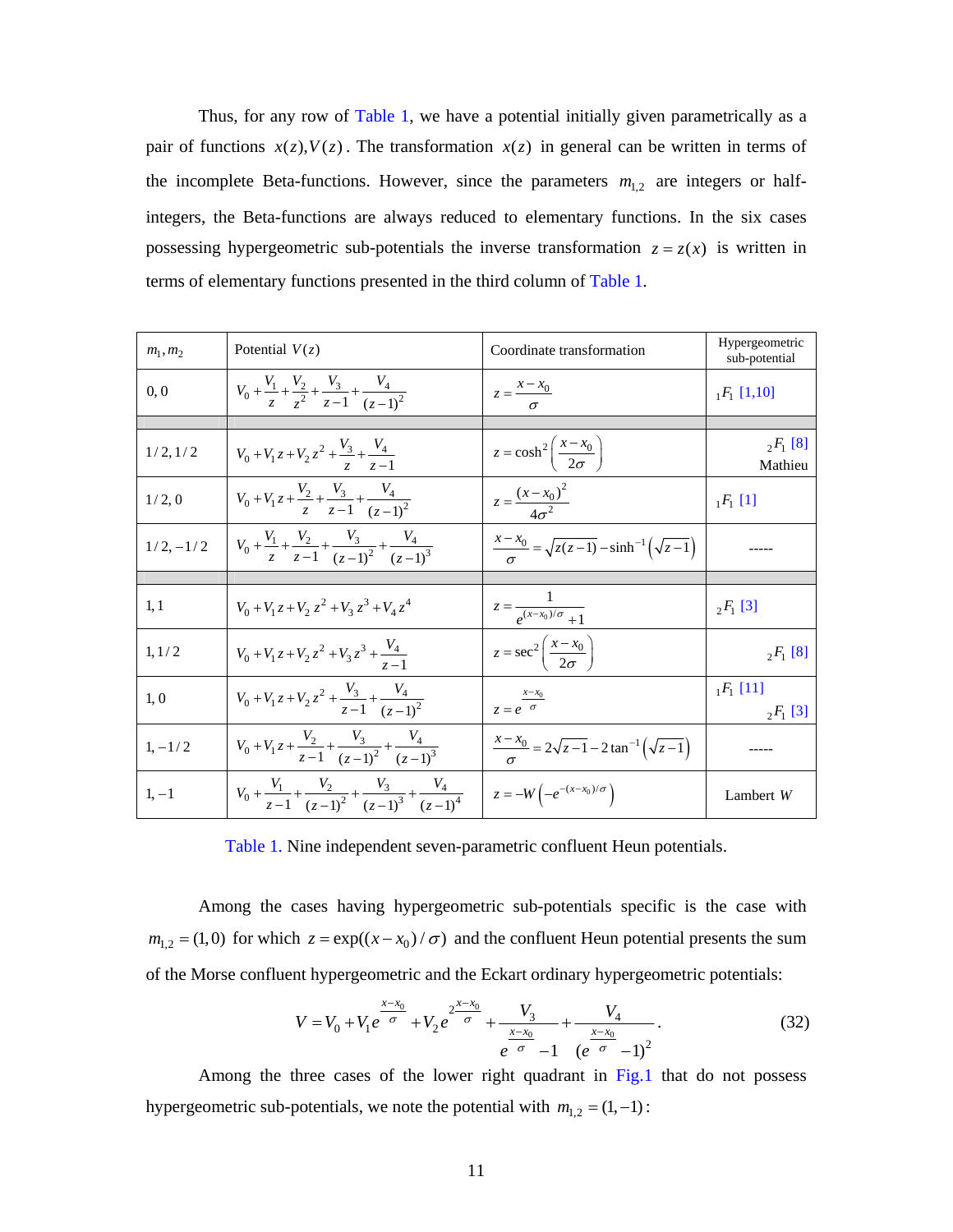Thus, for any row of Table 1, we have a potential initially given parametrically as a pair of functions $x(z), V(z)$. The transformation $x(z)$ in general can be written in terms of the incomplete Beta-functions. However, since the parameters $m_{1,2}$ are integers or half-integers, the Beta-functions are always reduced to elementary functions. In the six cases possessing hypergeometric sub-potentials the inverse transformation $z = z(x)$ is written in terms of elementary functions presented in the third column of Table 1.

| $m_1, m_2$ | Potential $V(z)$ | Coordinate transformation | Hypergeometric sub-potential |
|---|---|---|---|
| 0, 0 | $V_0 + \frac{V_1}{z} + \frac{V_2}{z^2} + \frac{V_3}{z-1} + \frac{V_4}{(z-1)^2}$ | $z = \frac{x - x_0}{\sigma}$ | ${}_1F_1$ [1,10] |
| | | | |
| 1/2, 1/2 | $V_0 + V_1 z + V_2 z^2 + \frac{V_3}{z} + \frac{V_4}{z-1}$ | $z = \cosh^2\left(\frac{x-x_0}{2\sigma}\right)$ | ${}_2F_1$ [8] Mathieu |
| 1/2, 0 | $V_0 + V_1 z + \frac{V_2}{z} + \frac{V_3}{z-1} + \frac{V_4}{(z-1)^2}$ | $z = \frac{(x-x_0)^2}{4\sigma^2}$ | ${}_1F_1$ [1] |
| 1/2, −1/2 | $V_0 + \frac{V_1}{z} + \frac{V_2}{z-1} + \frac{V_3}{(z-1)^2} + \frac{V_4}{(z-1)^3}$ | $\frac{x-x_0}{\sigma} = \sqrt{z(z-1)} - \sinh^{-1}\left(\sqrt{z-1}\right)$ | ----- |
| | | | |
| 1, 1 | $V_0 + V_1 z + V_2 z^2 + V_3 z^3 + V_4 z^4$ | $z = \frac{1}{e^{(x-x_0)/\sigma} + 1}$ | ${}_2F_1$ [3] |
| 1, 1/2 | $V_0 + V_1 z + V_2 z^2 + V_3 z^3 + \frac{V_4}{z-1}$ | $z = \sec^2\left(\frac{x-x_0}{2\sigma}\right)$ | ${}_2F_1$ [8] |
| 1, 0 | $V_0 + V_1 z + V_2 z^2 + \frac{V_3}{z-1} + \frac{V_4}{(z-1)^2}$ | $z = e^{\frac{x-x_0}{\sigma}}$ | ${}_1F_1$ [11] ${}_2F_1$ [3] |
| 1, −1/2 | $V_0 + V_1 z + \frac{V_2}{z-1} + \frac{V_3}{(z-1)^2} + \frac{V_4}{(z-1)^3}$ | $\frac{x-x_0}{\sigma} = 2\sqrt{z-1} - 2\tan^{-1}\left(\sqrt{z-1}\right)$ | ----- |
| 1, −1 | $V_0 + \frac{V_1}{z-1} + \frac{V_2}{(z-1)^2} + \frac{V_3}{(z-1)^3} + \frac{V_4}{(z-1)^4}$ | $z = -W\left(-e^{-(x-x_0)/\sigma}\right)$ | Lambert $W$ |

Table 1. Nine independent seven-parametric confluent Heun potentials.

Among the cases having hypergeometric sub-potentials specific is the case with $m_{1,2} = (1,0)$ for which $z = \exp((x - x_0)/\sigma)$ and the confluent Heun potential presents the sum of the Morse confluent hypergeometric and the Eckart ordinary hypergeometric potentials:

$$V = V_0 + V_1 e^{\frac{x-x_0}{\sigma}} + V_2 e^{2\frac{x-x_0}{\sigma}} + \frac{V_3}{e^{\frac{x-x_0}{\sigma}} - 1} + \frac{V_4}{(e^{\frac{x-x_0}{\sigma}} - 1)^2}. \tag{32}$$

Among the three cases of the lower right quadrant in Fig.1 that do not possess hypergeometric sub-potentials, we note the potential with $m_{1,2} = (1,-1)$: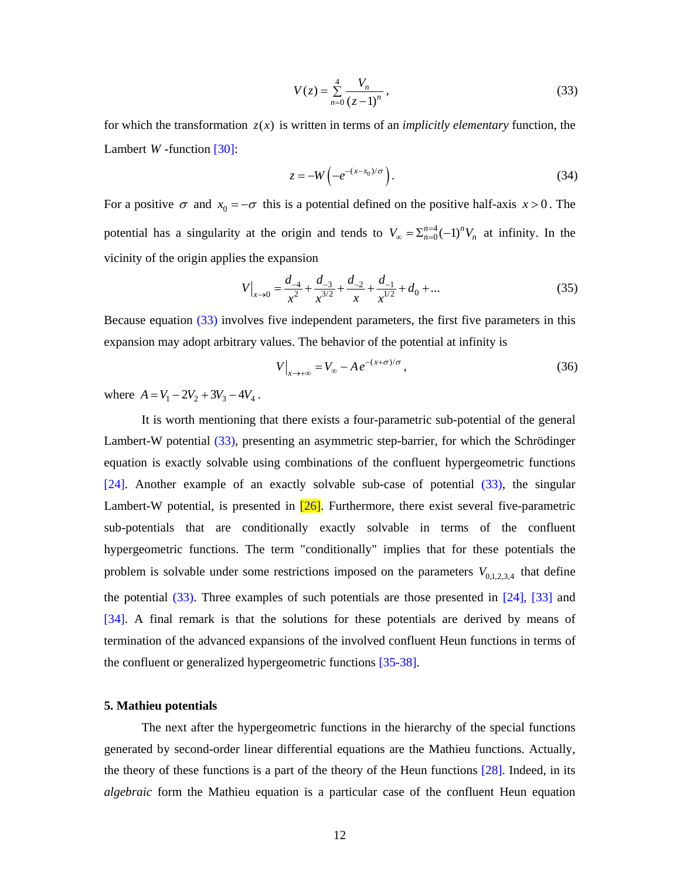$$V(z) = \sum_{n=0}^{4} \frac{V_n}{(z-1)^n}, \tag{33}$$

for which the transformation $z(x)$ is written in terms of an *implicitly elementary* function, the Lambert $W$ -function [30]:

$$z = -W\left(-e^{-(x-x_0)/\sigma}\right). \tag{34}$$

For a positive $\sigma$ and $x_0 = -\sigma$ this is a potential defined on the positive half-axis $x > 0$. The potential has a singularity at the origin and tends to $V_\infty = \Sigma_{n=0}^{n=4}(-1)^n V_n$ at infinity. In the vicinity of the origin applies the expansion

$$V\big|_{x\to 0} = \frac{d_{-4}}{x^2} + \frac{d_{-3}}{x^{3/2}} + \frac{d_{-2}}{x} + \frac{d_{-1}}{x^{1/2}} + d_0 + \ldots \tag{35}$$

Because equation (33) involves five independent parameters, the first five parameters in this expansion may adopt arbitrary values. The behavior of the potential at infinity is

$$V\big|_{x\to+\infty} = V_\infty - A\, e^{-(x+\sigma)/\sigma}, \tag{36}$$

where $A = V_1 - 2V_2 + 3V_3 - 4V_4$.

It is worth mentioning that there exists a four-parametric sub-potential of the general Lambert-W potential (33), presenting an asymmetric step-barrier, for which the Schrödinger equation is exactly solvable using combinations of the confluent hypergeometric functions [24]. Another example of an exactly solvable sub-case of potential (33), the singular Lambert-W potential, is presented in [26]. Furthermore, there exist several five-parametric sub-potentials that are conditionally exactly solvable in terms of the confluent hypergeometric functions. The term "conditionally" implies that for these potentials the problem is solvable under some restrictions imposed on the parameters $V_{0,1,2,3,4}$ that define the potential (33). Three examples of such potentials are those presented in [24], [33] and [34]. A final remark is that the solutions for these potentials are derived by means of termination of the advanced expansions of the involved confluent Heun functions in terms of the confluent or generalized hypergeometric functions [35-38].

## 5. Mathieu potentials

The next after the hypergeometric functions in the hierarchy of the special functions generated by second-order linear differential equations are the Mathieu functions. Actually, the theory of these functions is a part of the theory of the Heun functions [28]. Indeed, in its *algebraic* form the Mathieu equation is a particular case of the confluent Heun equation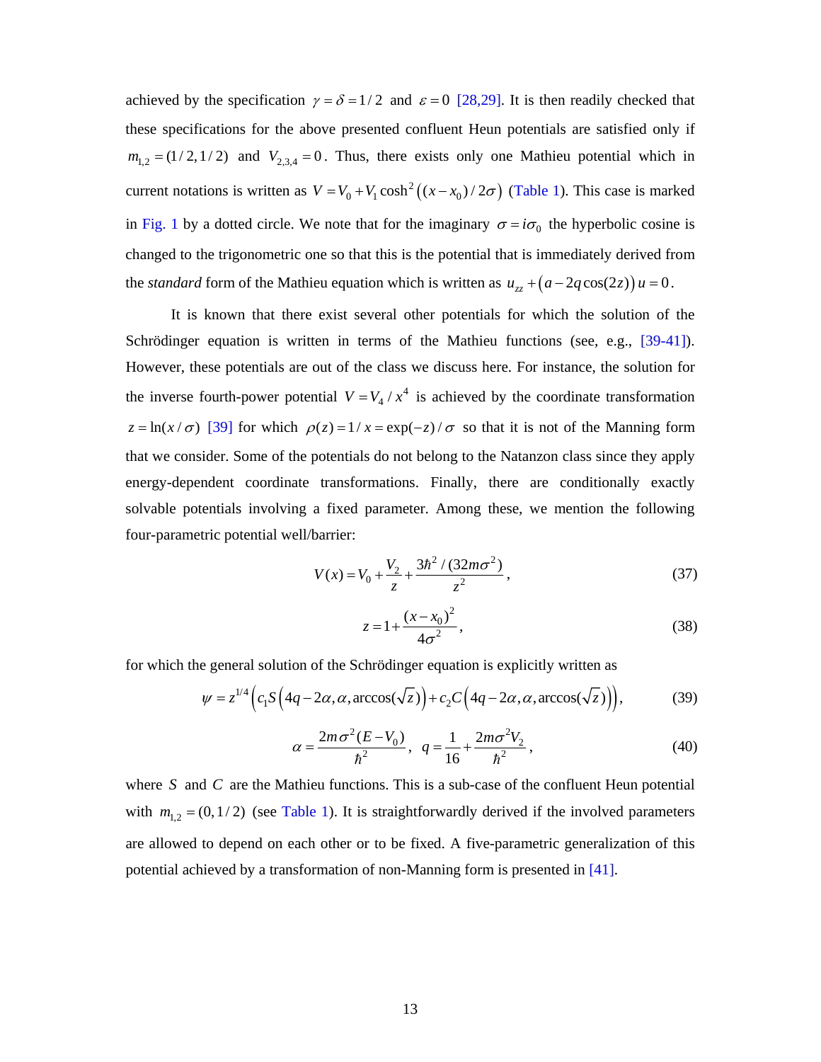achieved by the specification $\gamma = \delta = 1/2$ and $\varepsilon = 0$ [28,29]. It is then readily checked that these specifications for the above presented confluent Heun potentials are satisfied only if $m_{1,2} = (1/2, 1/2)$ and $V_{2,3,4} = 0$. Thus, there exists only one Mathieu potential which in current notations is written as $V = V_0 + V_1 \cosh^2\left((x - x_0)/2\sigma\right)$ (Table 1). This case is marked in Fig. 1 by a dotted circle. We note that for the imaginary $\sigma = i\sigma_0$ the hyperbolic cosine is changed to the trigonometric one so that this is the potential that is immediately derived from the *standard* form of the Mathieu equation which is written as $u_{zz} + \left(a - 2q\cos(2z)\right)u = 0$.

It is known that there exist several other potentials for which the solution of the Schrödinger equation is written in terms of the Mathieu functions (see, e.g., [39-41]). However, these potentials are out of the class we discuss here. For instance, the solution for the inverse fourth-power potential $V = V_4 / x^4$ is achieved by the coordinate transformation $z = \ln(x/\sigma)$ [39] for which $\rho(z) = 1/x = \exp(-z)/\sigma$ so that it is not of the Manning form that we consider. Some of the potentials do not belong to the Natanzon class since they apply energy-dependent coordinate transformations. Finally, there are conditionally exactly solvable potentials involving a fixed parameter. Among these, we mention the following four-parametric potential well/barrier:

$$V(x) = V_0 + \frac{V_2}{z} + \frac{3\hbar^2/(32m\sigma^2)}{z^2}, \tag{37}$$

$$z = 1 + \frac{(x - x_0)^2}{4\sigma^2}, \tag{38}$$

for which the general solution of the Schrödinger equation is explicitly written as

$$\psi = z^{1/4}\left(c_1 S\left(4q - 2\alpha, \alpha, \arccos(\sqrt{z})\right) + c_2 C\left(4q - 2\alpha, \alpha, \arccos(\sqrt{z})\right)\right), \tag{39}$$

$$\alpha = \frac{2m\sigma^2(E - V_0)}{\hbar^2}, \quad q = \frac{1}{16} + \frac{2m\sigma^2 V_2}{\hbar^2}, \tag{40}$$

where $S$ and $C$ are the Mathieu functions. This is a sub-case of the confluent Heun potential with $m_{1,2} = (0, 1/2)$ (see Table 1). It is straightforwardly derived if the involved parameters are allowed to depend on each other or to be fixed. A five-parametric generalization of this potential achieved by a transformation of non-Manning form is presented in [41].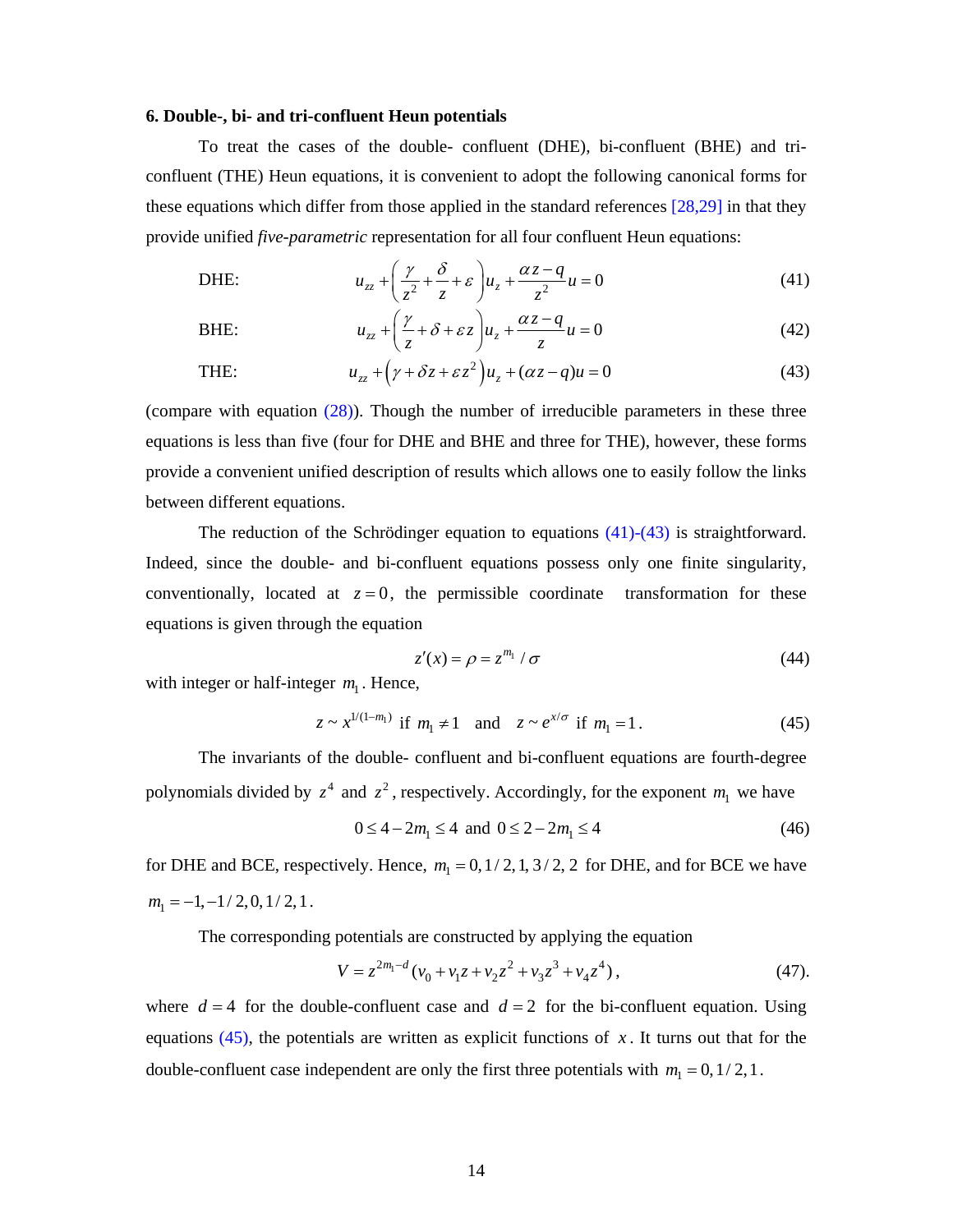### 6. Double-, bi- and tri-confluent Heun potentials

To treat the cases of the double- confluent (DHE), bi-confluent (BHE) and tri-confluent (THE) Heun equations, it is convenient to adopt the following canonical forms for these equations which differ from those applied in the standard references [28,29] in that they provide unified *five-parametric* representation for all four confluent Heun equations:

DHE:
$$u_{zz}+\left(\frac{\gamma}{z^2}+\frac{\delta}{z}+\varepsilon\right)u_z+\frac{\alpha z-q}{z^2}u=0 \tag{41}$$

BHE:
$$u_{zz}+\left(\frac{\gamma}{z}+\delta+\varepsilon z\right)u_z+\frac{\alpha z-q}{z}u=0 \tag{42}$$

THE:
$$u_{zz}+\left(\gamma+\delta z+\varepsilon z^2\right)u_z+(\alpha z-q)u=0 \tag{43}$$

(compare with equation (28)). Though the number of irreducible parameters in these three equations is less than five (four for DHE and BHE and three for THE), however, these forms provide a convenient unified description of results which allows one to easily follow the links between different equations.

The reduction of the Schrödinger equation to equations (41)-(43) is straightforward. Indeed, since the double- and bi-confluent equations possess only one finite singularity, conventionally, located at $z=0$, the permissible coordinate transformation for these equations is given through the equation

$$z'(x)=\rho=z^{m_1}/\sigma \tag{44}$$

with integer or half-integer $m_1$. Hence,

$$z\sim x^{1/(1-m_1)} \text{ if } m_1\neq 1 \quad\text{and}\quad z\sim e^{x/\sigma} \text{ if } m_1=1\,. \tag{45}$$

The invariants of the double- confluent and bi-confluent equations are fourth-degree polynomials divided by $z^4$ and $z^2$, respectively. Accordingly, for the exponent $m_1$ we have

$$0\leq 4-2m_1\leq 4 \text{ and } 0\leq 2-2m_1\leq 4 \tag{46}$$

for DHE and BCE, respectively. Hence, $m_1=0,1/2,1,3/2,2$ for DHE, and for BCE we have $m_1=-1,-1/2,0,1/2,1$.

The corresponding potentials are constructed by applying the equation

$$V=z^{2m_1-d}\left(v_0+v_1z+v_2z^2+v_3z^3+v_4z^4\right), \tag{47}$$

where $d=4$ for the double-confluent case and $d=2$ for the bi-confluent equation. Using equations (45), the potentials are written as explicit functions of $x$. It turns out that for the double-confluent case independent are only the first three potentials with $m_1=0,1/2,1$.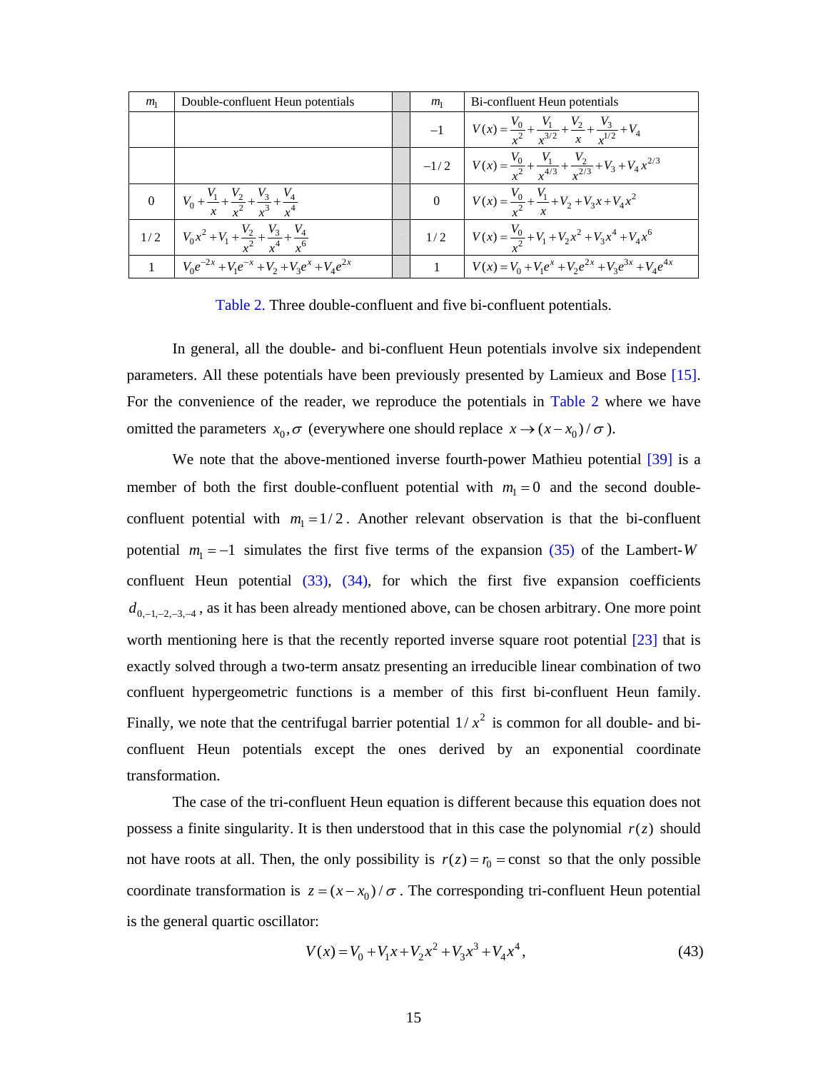| $m_1$ | Double-confluent Heun potentials | | $m_1$ | Bi-confluent Heun potentials |
|---|---|---|---|---|
| | | | $-1$ | $V(x)=\frac{V_0}{x^2}+\frac{V_1}{x^{3/2}}+\frac{V_2}{x}+\frac{V_3}{x^{1/2}}+V_4$ |
| | | | $-1/2$ | $V(x)=\frac{V_0}{x^2}+\frac{V_1}{x^{4/3}}+\frac{V_2}{x^{2/3}}+V_3+V_4\,x^{2/3}$ |
| $0$ | $V_0+\frac{V_1}{x}+\frac{V_2}{x^2}+\frac{V_3}{x^3}+\frac{V_4}{x^4}$ | | $0$ | $V(x)=\frac{V_0}{x^2}+\frac{V_1}{x}+V_2+V_3x+V_4x^2$ |
| $1/2$ | $V_0x^2+V_1+\frac{V_2}{x^2}+\frac{V_3}{x^4}+\frac{V_4}{x^6}$ | | $1/2$ | $V(x)=\frac{V_0}{x^2}+V_1+V_2x^2+V_3x^4+V_4x^6$ |
| $1$ | $V_0e^{-2x}+V_1e^{-x}+V_2+V_3e^{x}+V_4e^{2x}$ | | $1$ | $V(x)=V_0+V_1e^{x}+V_2e^{2x}+V_3e^{3x}+V_4e^{4x}$ |

Table 2. Three double-confluent and five bi-confluent potentials.

In general, all the double- and bi-confluent Heun potentials involve six independent parameters. All these potentials have been previously presented by Lamieux and Bose [15]. For the convenience of the reader, we reproduce the potentials in Table 2 where we have omitted the parameters $x_0,\sigma$ (everywhere one should replace $x\to(x-x_0)/\sigma$ ).

We note that the above-mentioned inverse fourth-power Mathieu potential [39] is a member of both the first double-confluent potential with $m_1=0$ and the second double-confluent potential with $m_1=1/2$. Another relevant observation is that the bi-confluent potential $m_1=-1$ simulates the first five terms of the expansion (35) of the Lambert-$W$ confluent Heun potential (33), (34), for which the first five expansion coefficients $d_{0,-1,-2,-3,-4}$, as it has been already mentioned above, can be chosen arbitrary. One more point worth mentioning here is that the recently reported inverse square root potential [23] that is exactly solved through a two-term ansatz presenting an irreducible linear combination of two confluent hypergeometric functions is a member of this first bi-confluent Heun family. Finally, we note that the centrifugal barrier potential $1/x^2$ is common for all double- and bi-confluent Heun potentials except the ones derived by an exponential coordinate transformation.

The case of the tri-confluent Heun equation is different because this equation does not possess a finite singularity. It is then understood that in this case the polynomial $r(z)$ should not have roots at all. Then, the only possibility is $r(z)=r_0=\text{const}$ so that the only possible coordinate transformation is $z=(x-x_0)/\sigma$. The corresponding tri-confluent Heun potential is the general quartic oscillator:

$$V(x)=V_0+V_1x+V_2x^2+V_3x^3+V_4x^4, \tag{43}$$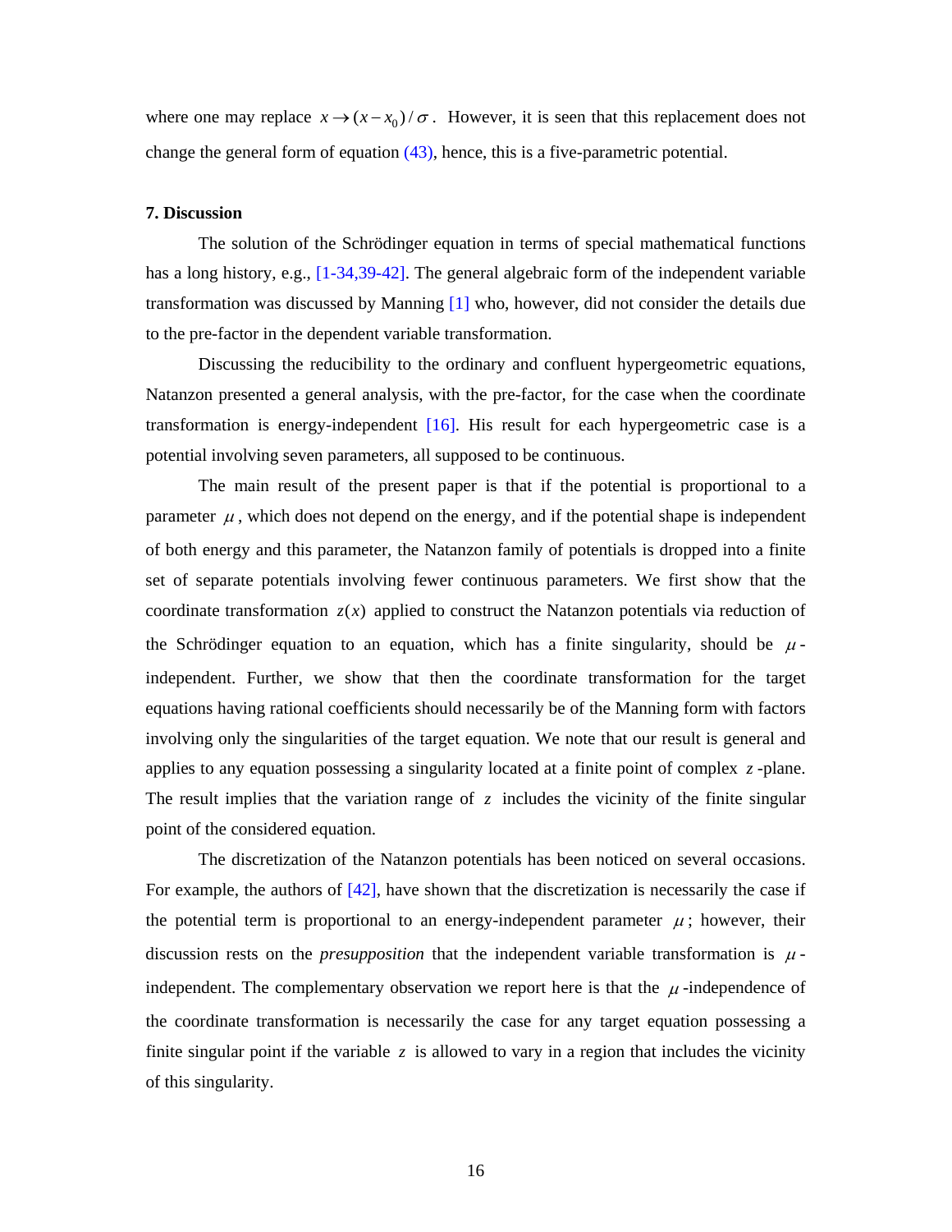where one may replace $x \to (x - x_0)/\sigma$. However, it is seen that this replacement does not change the general form of equation (43), hence, this is a five-parametric potential.

**7. Discussion**

The solution of the Schrödinger equation in terms of special mathematical functions has a long history, e.g., [1-34,39-42]. The general algebraic form of the independent variable transformation was discussed by Manning [1] who, however, did not consider the details due to the pre-factor in the dependent variable transformation.

Discussing the reducibility to the ordinary and confluent hypergeometric equations, Natanzon presented a general analysis, with the pre-factor, for the case when the coordinate transformation is energy-independent [16]. His result for each hypergeometric case is a potential involving seven parameters, all supposed to be continuous.

The main result of the present paper is that if the potential is proportional to a parameter $\mu$, which does not depend on the energy, and if the potential shape is independent of both energy and this parameter, the Natanzon family of potentials is dropped into a finite set of separate potentials involving fewer continuous parameters. We first show that the coordinate transformation $z(x)$ applied to construct the Natanzon potentials via reduction of the Schrödinger equation to an equation, which has a finite singularity, should be $\mu$-independent. Further, we show that then the coordinate transformation for the target equations having rational coefficients should necessarily be of the Manning form with factors involving only the singularities of the target equation. We note that our result is general and applies to any equation possessing a singularity located at a finite point of complex $z$-plane. The result implies that the variation range of $z$ includes the vicinity of the finite singular point of the considered equation.

The discretization of the Natanzon potentials has been noticed on several occasions. For example, the authors of [42], have shown that the discretization is necessarily the case if the potential term is proportional to an energy-independent parameter $\mu$; however, their discussion rests on the *presupposition* that the independent variable transformation is $\mu$-independent. The complementary observation we report here is that the $\mu$-independence of the coordinate transformation is necessarily the case for any target equation possessing a finite singular point if the variable $z$ is allowed to vary in a region that includes the vicinity of this singularity.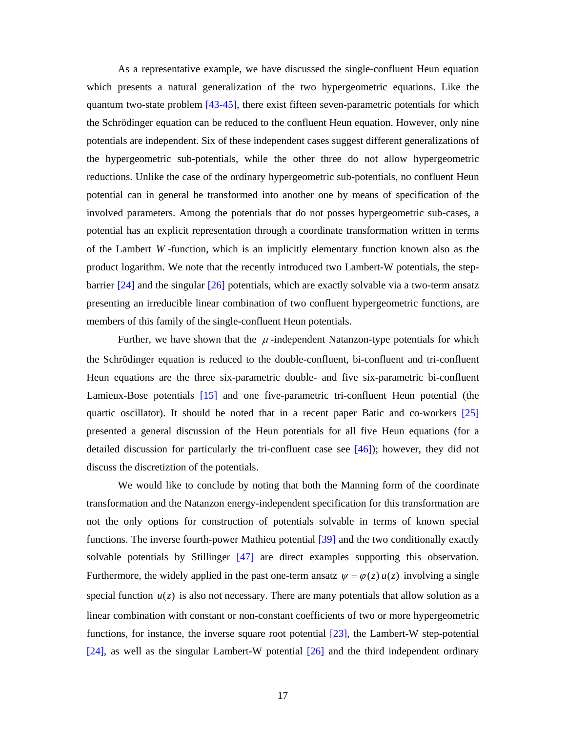As a representative example, we have discussed the single-confluent Heun equation which presents a natural generalization of the two hypergeometric equations. Like the quantum two-state problem [43-45], there exist fifteen seven-parametric potentials for which the Schrödinger equation can be reduced to the confluent Heun equation. However, only nine potentials are independent. Six of these independent cases suggest different generalizations of the hypergeometric sub-potentials, while the other three do not allow hypergeometric reductions. Unlike the case of the ordinary hypergeometric sub-potentials, no confluent Heun potential can in general be transformed into another one by means of specification of the involved parameters. Among the potentials that do not posses hypergeometric sub-cases, a potential has an explicit representation through a coordinate transformation written in terms of the Lambert $W$-function, which is an implicitly elementary function known also the product logarithm. We note that the recently introduced two Lambert-W potentials, the step-barrier [24] and the singular [26] potentials, which are exactly solvable via a two-term ansatz presenting an irreducible linear combination of two confluent hypergeometric functions, are members of this family of the single-confluent Heun potentials.

Further, we have shown that the $\mu$-independent Natanzon-type potentials for which the Schrödinger equation is reduced to the double-confluent, bi-confluent and tri-confluent Heun equations are the three six-parametric double- and five six-parametric bi-confluent Lamieux-Bose potentials [15] and one five-parametric tri-confluent Heun potential (the quartic oscillator). It should be noted that in a recent paper Batic and co-workers [25] presented a general discussion of the Heun potentials for all five Heun equations (for a detailed discussion for particularly the tri-confluent case see [46]); however, they did not discuss the discretiztion of the potentials.

We would like to conclude by noting that both the Manning form of the coordinate transformation and the Natanzon energy-independent specification for this transformation are not the only options for construction of potentials solvable in terms of known special functions. The inverse fourth-power Mathieu potential [39] and the two conditionally exactly solvable potentials by Stillinger [47] are direct examples supporting this observation. Furthermore, the widely applied in the past one-term ansatz $\psi = \varphi(z)\,u(z)$ involving a single special function $u(z)$ is also not necessary. There are many potentials that allow solution as a linear combination with constant or non-constant coefficients of two or more hypergeometric functions, for instance, the inverse square root potential [23], the Lambert-W step-potential [24], as well as the singular Lambert-W potential [26] and the third independent ordinary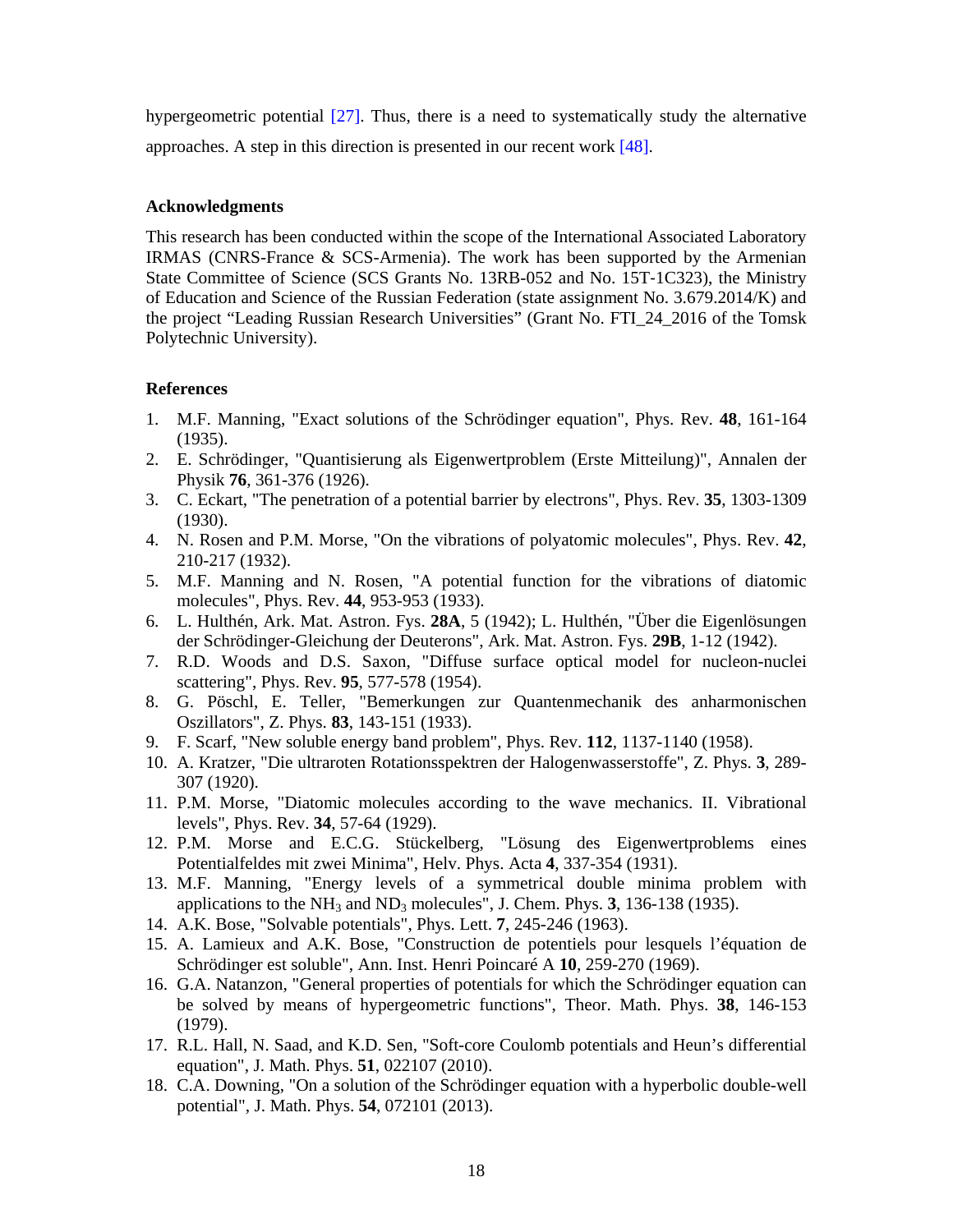hypergeometric potential [27]. Thus, there is a need to systematically study the alternative approaches. A step in this direction is presented in our recent work [48].

### Acknowledgments

This research has been conducted within the scope of the International Associated Laboratory IRMAS (CNRS-France & SCS-Armenia). The work has been supported by the Armenian State Committee of Science (SCS Grants No. 13RB-052 and No. 15T-1C323), the Ministry of Education and Science of the Russian Federation (state assignment No. 3.679.2014/K) and the project "Leading Russian Research Universities" (Grant No. FTI_24_2016 of the Tomsk Polytechnic University).

### References

1. M.F. Manning, "Exact solutions of the Schrödinger equation", Phys. Rev. **48**, 161-164 (1935).
2. E. Schrödinger, "Quantisierung als Eigenwertproblem (Erste Mitteilung)", Annalen der Physik **76**, 361-376 (1926).
3. C. Eckart, "The penetration of a potential barrier by electrons", Phys. Rev. **35**, 1303-1309 (1930).
4. N. Rosen and P.M. Morse, "On the vibrations of polyatomic molecules", Phys. Rev. **42**, 210-217 (1932).
5. M.F. Manning and N. Rosen, "A potential function for the vibrations of diatomic molecules", Phys. Rev. **44**, 953-953 (1933).
6. L. Hulthén, Ark. Mat. Astron. Fys. **28A**, 5 (1942); L. Hulthén, "Über die Eigenlösungen der Schrödinger-Gleichung der Deuterons", Ark. Mat. Astron. Fys. **29B**, 1-12 (1942).
7. R.D. Woods and D.S. Saxon, "Diffuse surface optical model for nucleon-nuclei scattering", Phys. Rev. **95**, 577-578 (1954).
8. G. Pöschl, E. Teller, "Bemerkungen zur Quantenmechanik des anharmonischen Oszillators", Z. Phys. **83**, 143-151 (1933).
9. F. Scarf, "New soluble energy band problem", Phys. Rev. **112**, 1137-1140 (1958).
10. A. Kratzer, "Die ultraroten Rotationsspektren der Halogenwasserstoffe", Z. Phys. **3**, 289-307 (1920).
11. P.M. Morse, "Diatomic molecules according to the wave mechanics. II. Vibrational levels", Phys. Rev. **34**, 57-64 (1929).
12. P.M. Morse and E.C.G. Stückelberg, "Lösung des Eigenwertproblems eines Potentialfeldes mit zwei Minima", Helv. Phys. Acta **4**, 337-354 (1931).
13. M.F. Manning, "Energy levels of a symmetrical double minima problem with applications to the $NH_3$ and $ND_3$ molecules", J. Chem. Phys. **3**, 136-138 (1935).
14. A.K. Bose, "Solvable potentials", Phys. Lett. **7**, 245-246 (1963).
15. A. Lamieux and A.K. Bose, "Construction de potentiels pour lesquels l'équation de Schrödinger est soluble", Ann. Inst. Henri Poincaré A **10**, 259-270 (1969).
16. G.A. Natanzon, "General properties of potentials for which the Schrödinger equation can be solved by means of hypergeometric functions", Theor. Math. Phys. **38**, 146-153 (1979).
17. R.L. Hall, N. Saad, and K.D. Sen, "Soft-core Coulomb potentials and Heun's differential equation", J. Math. Phys. **51**, 022107 (2010).
18. C.A. Downing, "On a solution of the Schrödinger equation with a hyperbolic double-well potential", J. Math. Phys. **54**, 072101 (2013).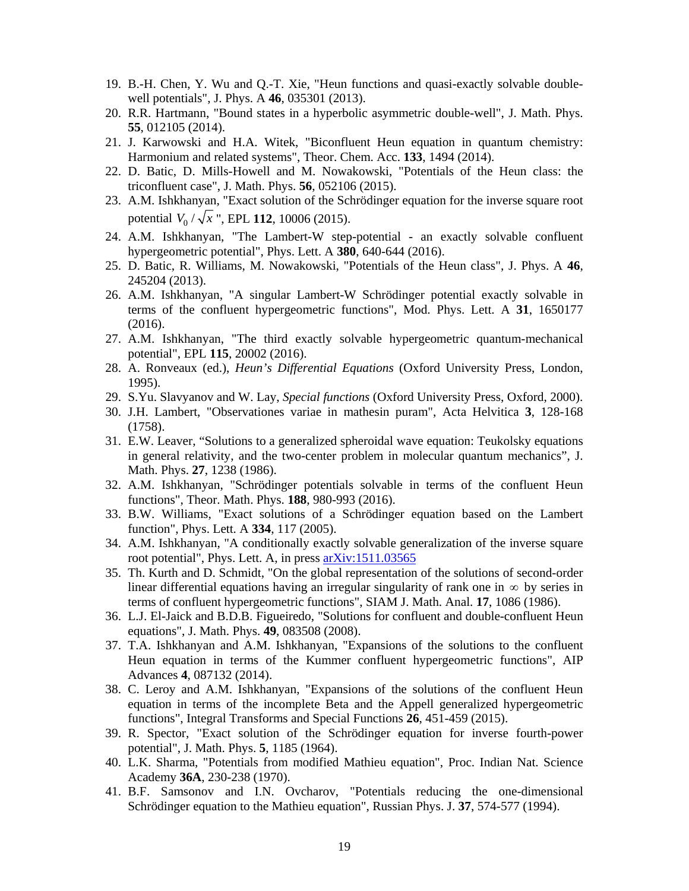19. B.-H. Chen, Y. Wu and Q.-T. Xie, "Heun functions and quasi-exactly solvable double-well potentials", J. Phys. A **46**, 035301 (2013).
20. R.R. Hartmann, "Bound states in a hyperbolic asymmetric double-well", J. Math. Phys. **55**, 012105 (2014).
21. J. Karwowski and H.A. Witek, "Biconfluent Heun equation in quantum chemistry: Harmonium and related systems", Theor. Chem. Acc. **133**, 1494 (2014).
22. D. Batic, D. Mills-Howell and M. Nowakowski, "Potentials of the Heun class: the triconfluent case", J. Math. Phys. **56**, 052106 (2015).
23. A.M. Ishkhanyan, "Exact solution of the Schrödinger equation for the inverse square root potential $V_0/\sqrt{x}$ ", EPL **112**, 10006 (2015).
24. A.M. Ishkhanyan, "The Lambert-W step-potential - an exactly solvable confluent hypergeometric potential", Phys. Lett. A **380**, 640-644 (2016).
25. D. Batic, R. Williams, M. Nowakowski, "Potentials of the Heun class", J. Phys. A **46**, 245204 (2013).
26. A.M. Ishkhanyan, "A singular Lambert-W Schrödinger potential exactly solvable in terms of the confluent hypergeometric functions", Mod. Phys. Lett. A **31**, 1650177 (2016).
27. A.M. Ishkhanyan, "The third exactly solvable hypergeometric quantum-mechanical potential", EPL **115**, 20002 (2016).
28. A. Ronveaux (ed.), *Heun's Differential Equations* (Oxford University Press, London, 1995).
29. S.Yu. Slavyanov and W. Lay, *Special functions* (Oxford University Press, Oxford, 2000).
30. J.H. Lambert, "Observationes variae in mathesin puram", Acta Helvitica **3**, 128-168 (1758).
31. E.W. Leaver, "Solutions to a generalized spheroidal wave equation: Teukolsky equations in general relativity, and the two-center problem in molecular quantum mechanics", J. Math. Phys. **27**, 1238 (1986).
32. A.M. Ishkhanyan, "Schrödinger potentials solvable in terms of the confluent Heun functions", Theor. Math. Phys. **188**, 980-993 (2016).
33. B.W. Williams, "Exact solutions of a Schrödinger equation based on the Lambert function", Phys. Lett. A **334**, 117 (2005).
34. A.M. Ishkhanyan, "A conditionally exactly solvable generalization of the inverse square root potential", Phys. Lett. A, in press arXiv:1511.03565
35. Th. Kurth and D. Schmidt, "On the global representation of the solutions of second-order linear differential equations having an irregular singularity of rank one in $\infty$ by series in terms of confluent hypergeometric functions", SIAM J. Math. Anal. **17**, 1086 (1986).
36. L.J. El-Jaick and B.D.B. Figueiredo, "Solutions for confluent and double-confluent Heun equations", J. Math. Phys. **49**, 083508 (2008).
37. T.A. Ishkhanyan and A.M. Ishkhanyan, "Expansions of the solutions to the confluent Heun equation in terms of the Kummer confluent hypergeometric functions", AIP Advances **4**, 087132 (2014).
38. C. Leroy and A.M. Ishkhanyan, "Expansions of the solutions of the confluent Heun equation in terms of the incomplete Beta and the Appell generalized hypergeometric functions", Integral Transforms and Special Functions **26**, 451-459 (2015).
39. R. Spector, "Exact solution of the Schrödinger equation for inverse fourth-power potential", J. Math. Phys. **5**, 1185 (1964).
40. L.K. Sharma, "Potentials from modified Mathieu equation", Proc. Indian Nat. Science Academy **36A**, 230-238 (1970).
41. B.F. Samsonov and I.N. Ovcharov, "Potentials reducing the one-dimensional Schrödinger equation to the Mathieu equation", Russian Phys. J. **37**, 574-577 (1994).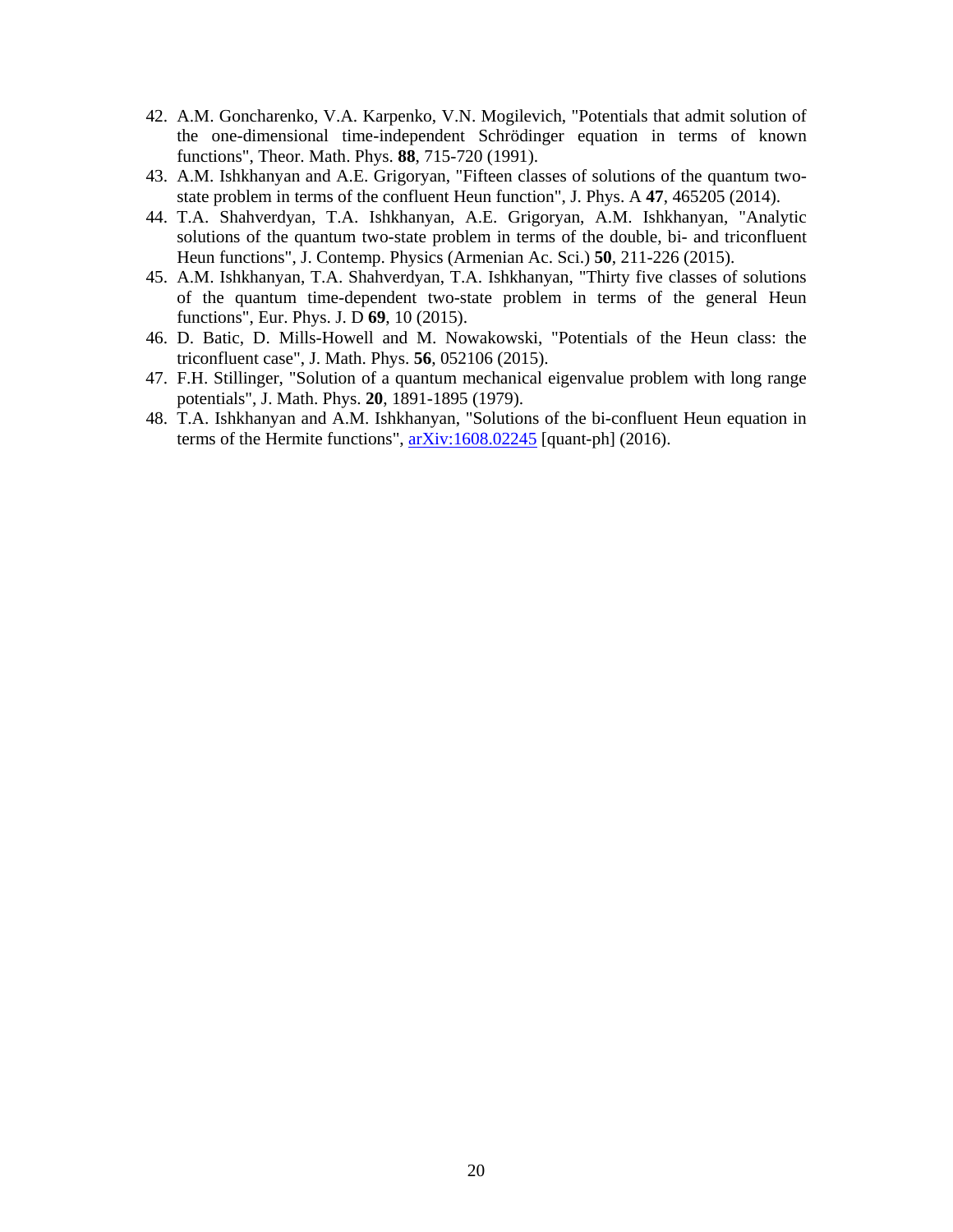42. A.M. Goncharenko, V.A. Karpenko, V.N. Mogilevich, "Potentials that admit solution of the one-dimensional time-independent Schrödinger equation in terms of known functions", Theor. Math. Phys. **88**, 715-720 (1991).
43. A.M. Ishkhanyan and A.E. Grigoryan, "Fifteen classes of solutions of the quantum two-state problem in terms of the confluent Heun function", J. Phys. A **47**, 465205 (2014).
44. T.A. Shahverdyan, T.A. Ishkhanyan, A.E. Grigoryan, A.M. Ishkhanyan, "Analytic solutions of the quantum two-state problem in terms of the double, bi- and triconfluent Heun functions", J. Contemp. Physics (Armenian Ac. Sci.) **50**, 211-226 (2015).
45. A.M. Ishkhanyan, T.A. Shahverdyan, T.A. Ishkhanyan, "Thirty five classes of solutions of the quantum time-dependent two-state problem in terms of the general Heun functions", Eur. Phys. J. D **69**, 10 (2015).
46. D. Batic, D. Mills-Howell and M. Nowakowski, "Potentials of the Heun class: the triconfluent case", J. Math. Phys. **56**, 052106 (2015).
47. F.H. Stillinger, "Solution of a quantum mechanical eigenvalue problem with long range potentials", J. Math. Phys. **20**, 1891-1895 (1979).
48. T.A. Ishkhanyan and A.M. Ishkhanyan, "Solutions of the bi-confluent Heun equation in terms of the Hermite functions", arXiv:1608.02245 [quant-ph] (2016).